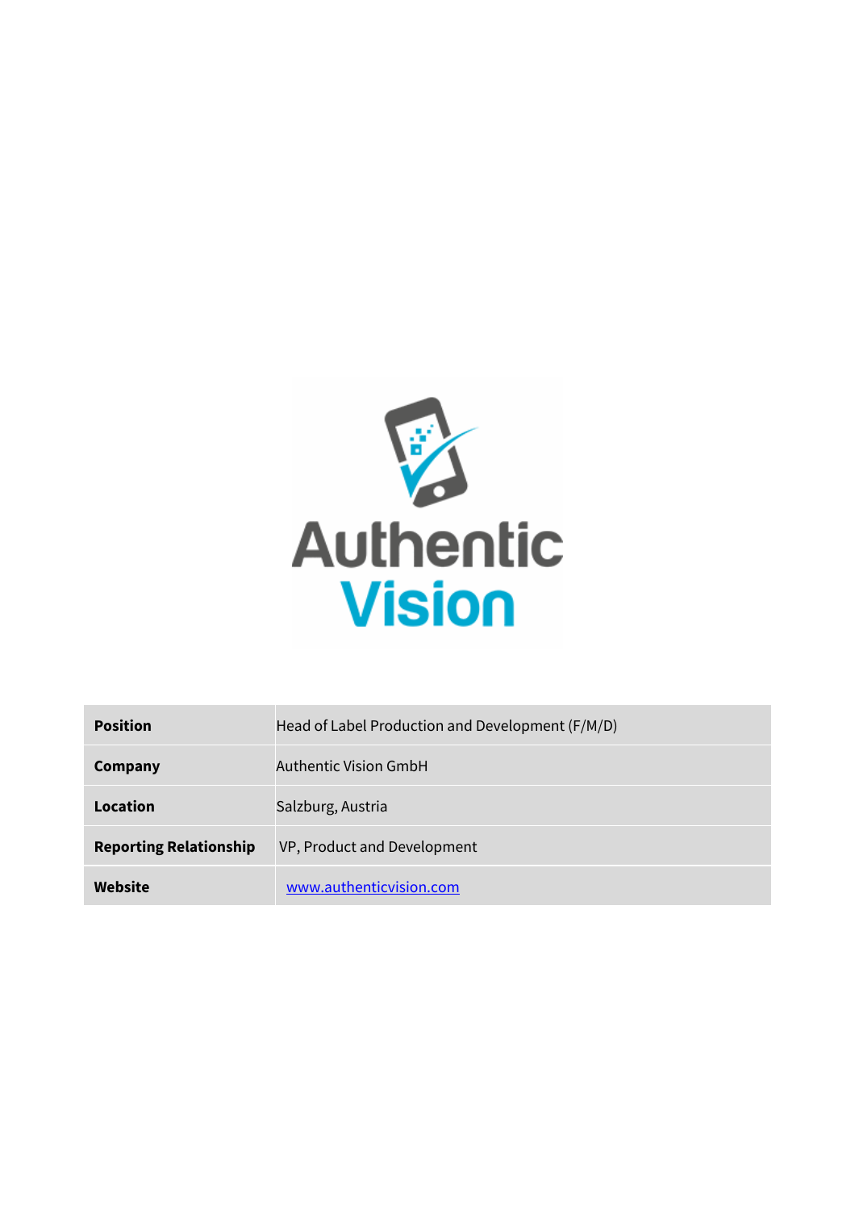Authentic Vision

| Position | Head of Label Production and Development (F/M/D) |
| --- | --- |
| Company | Authentic Vision GmbH |
| Location | Salzburg, Austria |
| Reporting Relationship | VP, Product and Development |
| Website | www.authenticvision.com |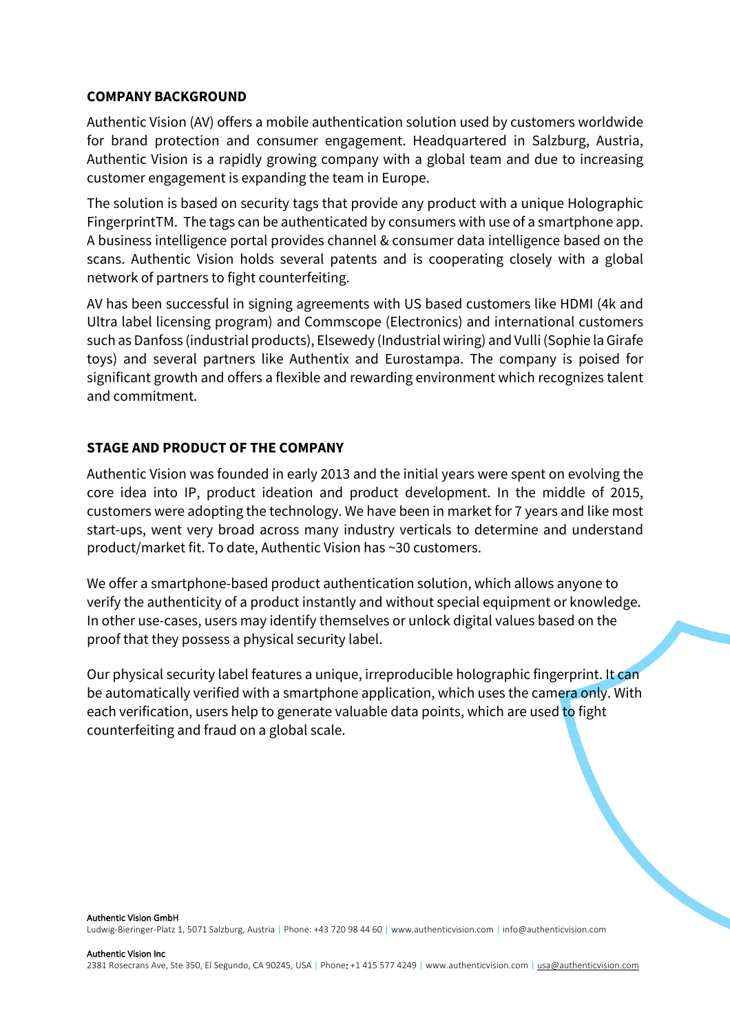## COMPANY BACKGROUND

Authentic Vision (AV) offers a mobile authentication solution used by customers worldwide for brand protection and consumer engagement. Headquartered in Salzburg, Austria, Authentic Vision is a rapidly growing company with a global team and due to increasing customer engagement is expanding the team in Europe.

The solution is based on security tags that provide any product with a unique Holographic FingerprintTM. The tags can be authenticated by consumers with use of a smartphone app. A business intelligence portal provides channel & consumer data intelligence based on the scans. Authentic Vision holds several patents and is cooperating closely with a global network of partners to fight counterfeiting.

AV has been successful in signing agreements with US based customers like HDMI (4k and Ultra label licensing program) and Commscope (Electronics) and international customers such as Danfoss (industrial products), Elsewedy (Industrial wiring) and Vulli (Sophie la Girafe toys) and several partners like Authentix and Eurostampa. The company is poised for significant growth and offers a flexible and rewarding environment which recognizes talent and commitment.

## STAGE AND PRODUCT OF THE COMPANY

Authentic Vision was founded in early 2013 and the initial years were spent on evolving the core idea into IP, product ideation and product development. In the middle of 2015, customers were adopting the technology. We have been in market for 7 years and like most start-ups, went very broad across many industry verticals to determine and understand product/market fit. To date, Authentic Vision has ~30 customers.

We offer a smartphone-based product authentication solution, which allows anyone to verify the authenticity of a product instantly and without special equipment or knowledge. In other use-cases, users may identify themselves or unlock digital values based on the proof that they possess a physical security label.

Our physical security label features a unique, irreproducible holographic fingerprint. It can be automatically verified with a smartphone application, which uses the camera only. With each verification, users help to generate valuable data points, which are used to fight counterfeiting and fraud on a global scale.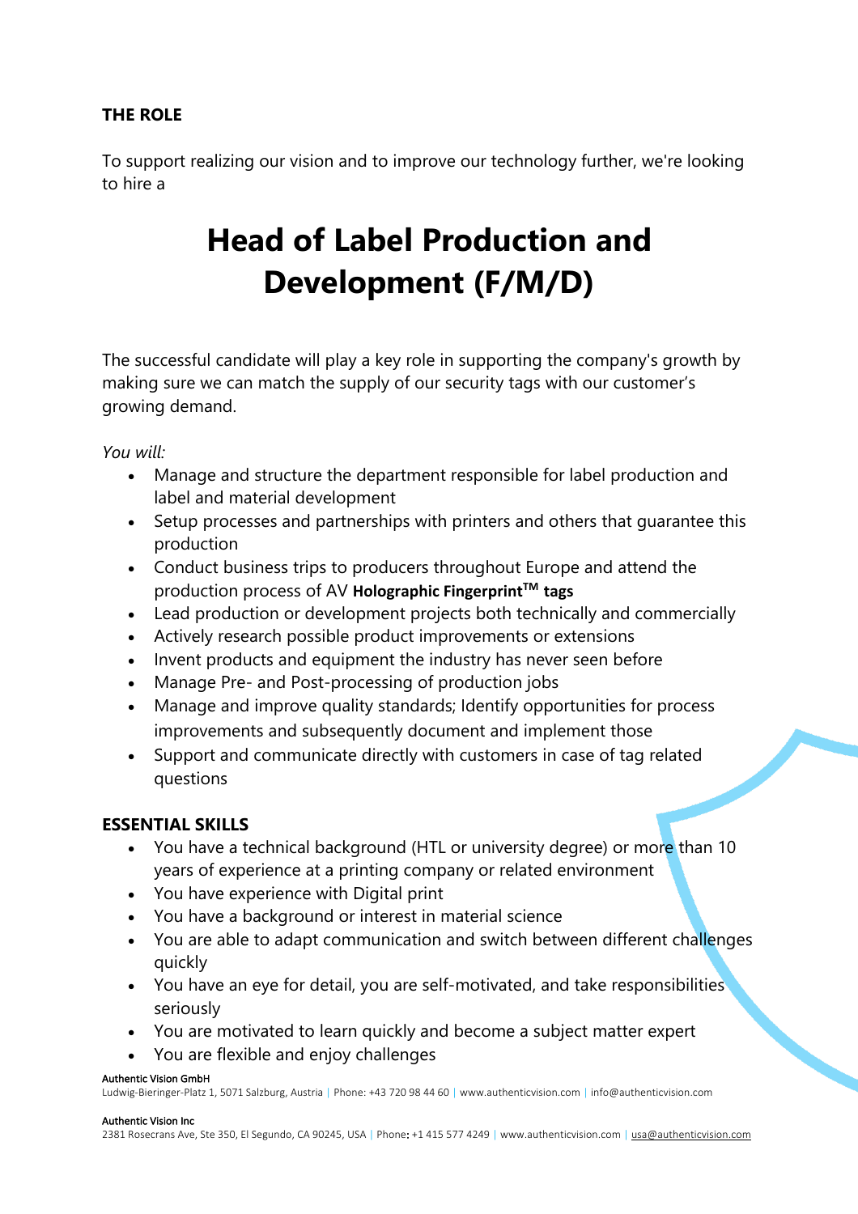**THE ROLE**

To support realizing our vision and to improve our technology further, we're looking to hire a

# Head of Label Production and Development (F/M/D)

The successful candidate will play a key role in supporting the company's growth by making sure we can match the supply of our security tags with our customer's growing demand.

*You will:*

- Manage and structure the department responsible for label production and label and material development
- Setup processes and partnerships with printers and others that guarantee this production
- Conduct business trips to producers throughout Europe and attend the production process of AV **Holographic Fingerprint™ tags**
- Lead production or development projects both technically and commercially
- Actively research possible product improvements or extensions
- Invent products and equipment the industry has never seen before
- Manage Pre- and Post-processing of production jobs
- Manage and improve quality standards; Identify opportunities for process improvements and subsequently document and implement those
- Support and communicate directly with customers in case of tag related questions

**ESSENTIAL SKILLS**

- You have a technical background (HTL or university degree) or more than 10 years of experience at a printing company or related environment
- You have experience with Digital print
- You have a background or interest in material science
- You are able to adapt communication and switch between different challenges quickly
- You have an eye for detail, you are self-motivated, and take responsibilities seriously
- You are motivated to learn quickly and become a subject matter expert
- You are flexible and enjoy challenges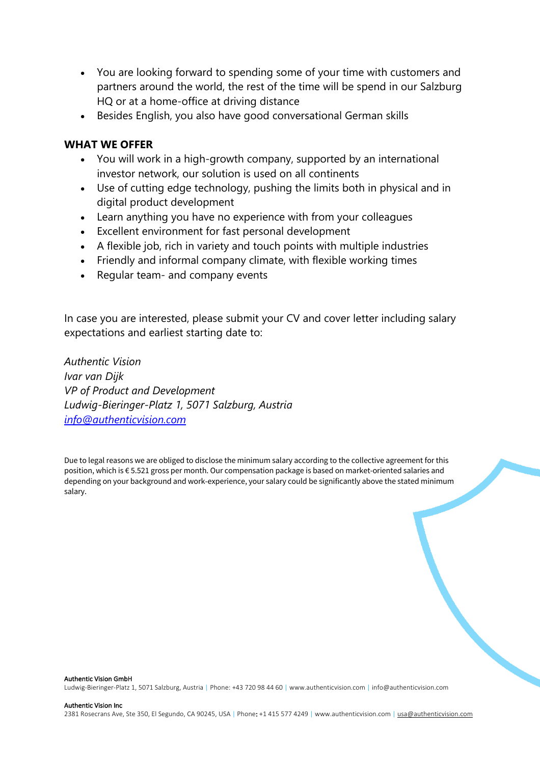- You are looking forward to spending some of your time with customers and partners around the world, the rest of the time will be spend in our Salzburg HQ or at a home-office at driving distance
- Besides English, you also have good conversational German skills

**WHAT WE OFFER**

- You will work in a high-growth company, supported by an international investor network, our solution is used on all continents
- Use of cutting edge technology, pushing the limits both in physical and in digital product development
- Learn anything you have no experience with from your colleagues
- Excellent environment for fast personal development
- A flexible job, rich in variety and touch points with multiple industries
- Friendly and informal company climate, with flexible working times
- Regular team- and company events

In case you are interested, please submit your CV and cover letter including salary expectations and earliest starting date to:

*Authentic Vision*
*Ivar van Dijk*
*VP of Product and Development*
*Ludwig-Bieringer-Platz 1, 5071 Salzburg, Austria*
*info@authenticvision.com*

Due to legal reasons we are obliged to disclose the minimum salary according to the collective agreement for this position, which is € 5.521 gross per month. Our compensation package is based on market-oriented salaries and depending on your background and work-experience, your salary could be significantly above the stated minimum salary.

Authentic Vision GmbH
Ludwig-Bieringer-Platz 1, 5071 Salzburg, Austria | Phone: +43 720 98 44 60 | www.authenticvision.com | info@authenticvision.com

Authentic Vision Inc
2381 Rosecrans Ave, Ste 350, El Segundo, CA 90245, USA | Phone: +1 415 577 4249 | www.authenticvision.com | usa@authenticvision.com